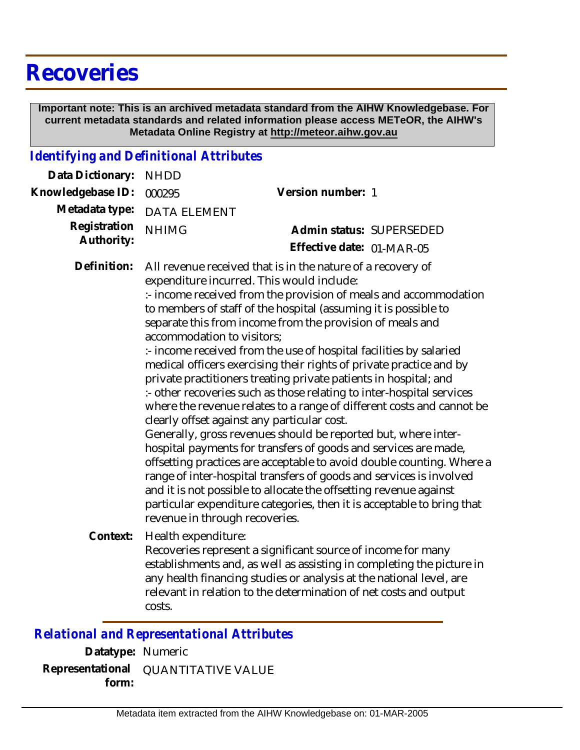# Recoveries

**Important note: This is an archived metadata standard from the AIHW Knowledgebase. For current metadata standards and related information please access METeOR, the AIHW's Metadata Online Registry at http://meteor.aihw.gov.au**

## *Identifying and Definitional Attributes*

**Data Dictionary:** NHDD

**Knowledgebase ID:** 000295

**Version number:** 1

**Metadata type:** DATA ELEMENT

**Registration Authority:** NHIMG

**Admin status:** SUPERSEDED

**Effective date:** 01-MAR-05

**Definition:** All revenue received that is in the nature of a recovery of expenditure incurred. This would include:
:- income received from the provision of meals and accommodation to members of staff of the hospital (assuming it is possible to separate this from income from the provision of meals and accommodation to visitors;
:- income received from the use of hospital facilities by salaried medical officers exercising their rights of private practice and by private practitioners treating private patients in hospital; and
:- other recoveries such as those relating to inter-hospital services where the revenue relates to a range of different costs and cannot be clearly offset against any particular cost.
Generally, gross revenues should be reported but, where inter-hospital payments for transfers of goods and services are made, offsetting practices are acceptable to avoid double counting. Where a range of inter-hospital transfers of goods and services is involved and it is not possible to allocate the offsetting revenue against particular expenditure categories, then it is acceptable to bring that revenue in through recoveries.

**Context:** Health expenditure:
Recoveries represent a significant source of income for many establishments and, as well as assisting in completing the picture in any health financing studies or analysis at the national level, are relevant in relation to the determination of net costs and output costs.

## *Relational and Representational Attributes*

**Datatype:** Numeric

**Representational form:** QUANTITATIVE VALUE

Metadata item extracted from the AIHW Knowledgebase on: 01-MAR-2005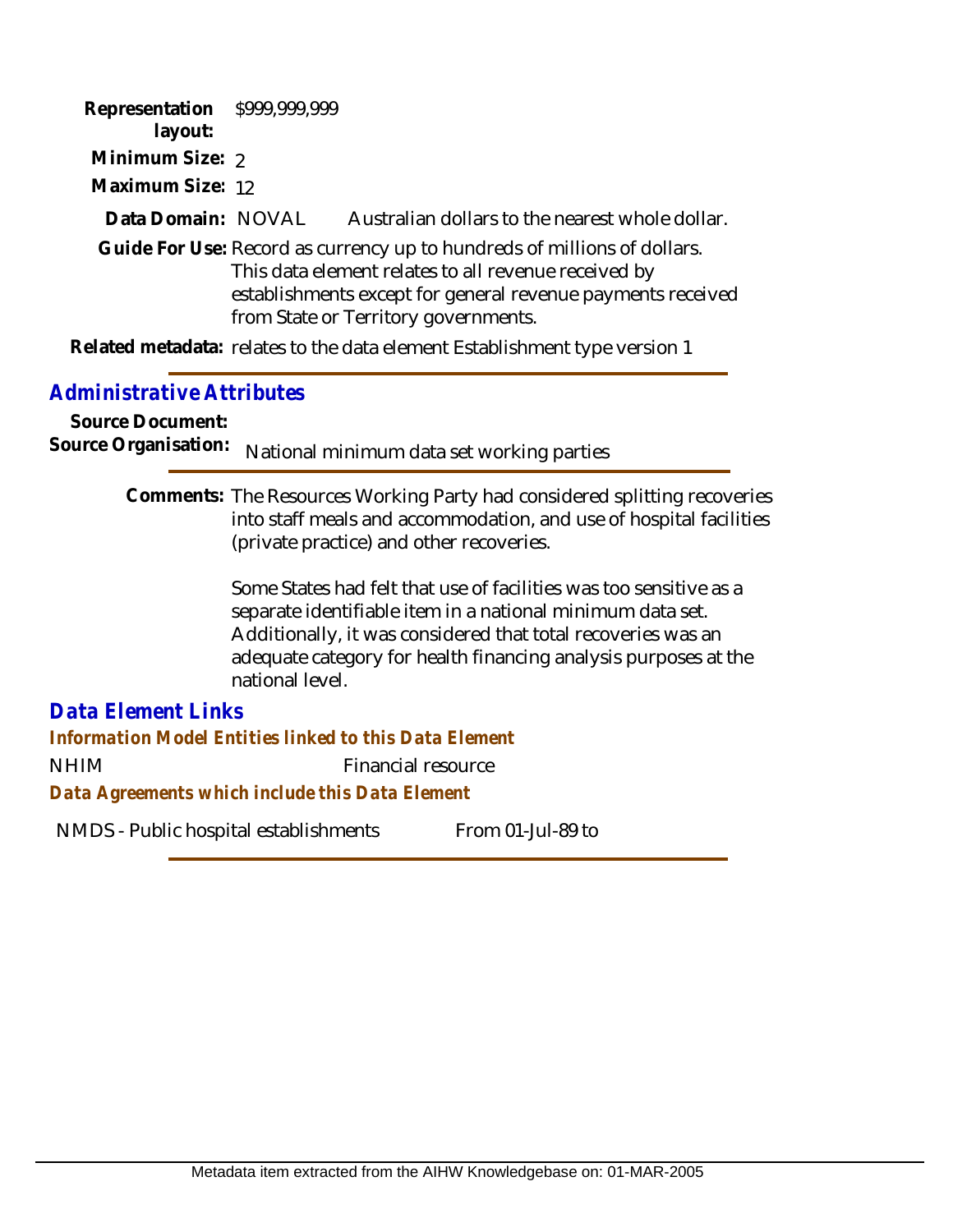**Representation layout:** $999,999,999

**Minimum Size:** 2

**Maximum Size:** 12

**Data Domain:** NOVAL Australian dollars to the nearest whole dollar.

**Guide For Use:** Record as currency up to hundreds of millions of dollars. This data element relates to all revenue received by establishments except for general revenue payments received from State or Territory governments.

**Related metadata:** relates to the data element Establishment type version 1

## Administrative Attributes

**Source Document:**

**Source Organisation:** National minimum data set working parties

**Comments:** The Resources Working Party had considered splitting recoveries into staff meals and accommodation, and use of hospital facilities (private practice) and other recoveries.

Some States had felt that use of facilities was too sensitive as a separate identifiable item in a national minimum data set. Additionally, it was considered that total recoveries was an adequate category for health financing analysis purposes at the national level.

## Data Element Links

### Information Model Entities linked to this Data Element

| | |
|---|---|
| NHIM | Financial resource |

### Data Agreements which include this Data Element

| | |
|---|---|
| NMDS - Public hospital establishments | From 01-Jul-89 to |

Metadata item extracted from the AIHW Knowledgebase on: 01-MAR-2005